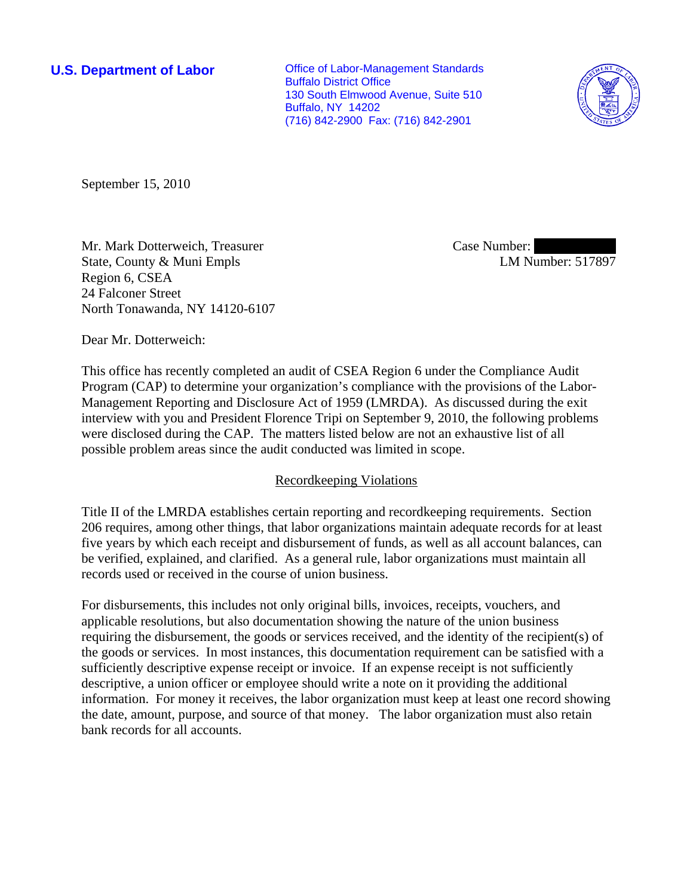**U.S. Department of Labor**

Office of Labor-Management Standards
Buffalo District Office
130 South Elmwood Avenue, Suite 510
Buffalo, NY 14202
(716) 842-2900 Fax: (716) 842-2901

September 15, 2010

Mr. Mark Dotterweich, Treasurer
State, County & Muni Empls
Region 6, CSEA
24 Falconer Street
North Tonawanda, NY 14120-6107

Case Number: [redacted]
LM Number: 517897

Dear Mr. Dotterweich:

This office has recently completed an audit of CSEA Region 6 under the Compliance Audit Program (CAP) to determine your organization's compliance with the provisions of the Labor-Management Reporting and Disclosure Act of 1959 (LMRDA). As discussed during the exit interview with you and President Florence Tripi on September 9, 2010, the following problems were disclosed during the CAP. The matters listed below are not an exhaustive list of all possible problem areas since the audit conducted was limited in scope.

## Recordkeeping Violations

Title II of the LMRDA establishes certain reporting and recordkeeping requirements. Section 206 requires, among other things, that labor organizations maintain adequate records for at least five years by which each receipt and disbursement of funds, as well as all account balances, can be verified, explained, and clarified. As a general rule, labor organizations must maintain all records used or received in the course of union business.

For disbursements, this includes not only original bills, invoices, receipts, vouchers, and applicable resolutions, but also documentation showing the nature of the union business requiring the disbursement, the goods or services received, and the identity of the recipient(s) of the goods or services. In most instances, this documentation requirement can be satisfied with a sufficiently descriptive expense receipt or invoice. If an expense receipt is not sufficiently descriptive, a union officer or employee should write a note on it providing the additional information. For money it receives, the labor organization must keep at least one record showing the date, amount, purpose, and source of that money. The labor organization must also retain bank records for all accounts.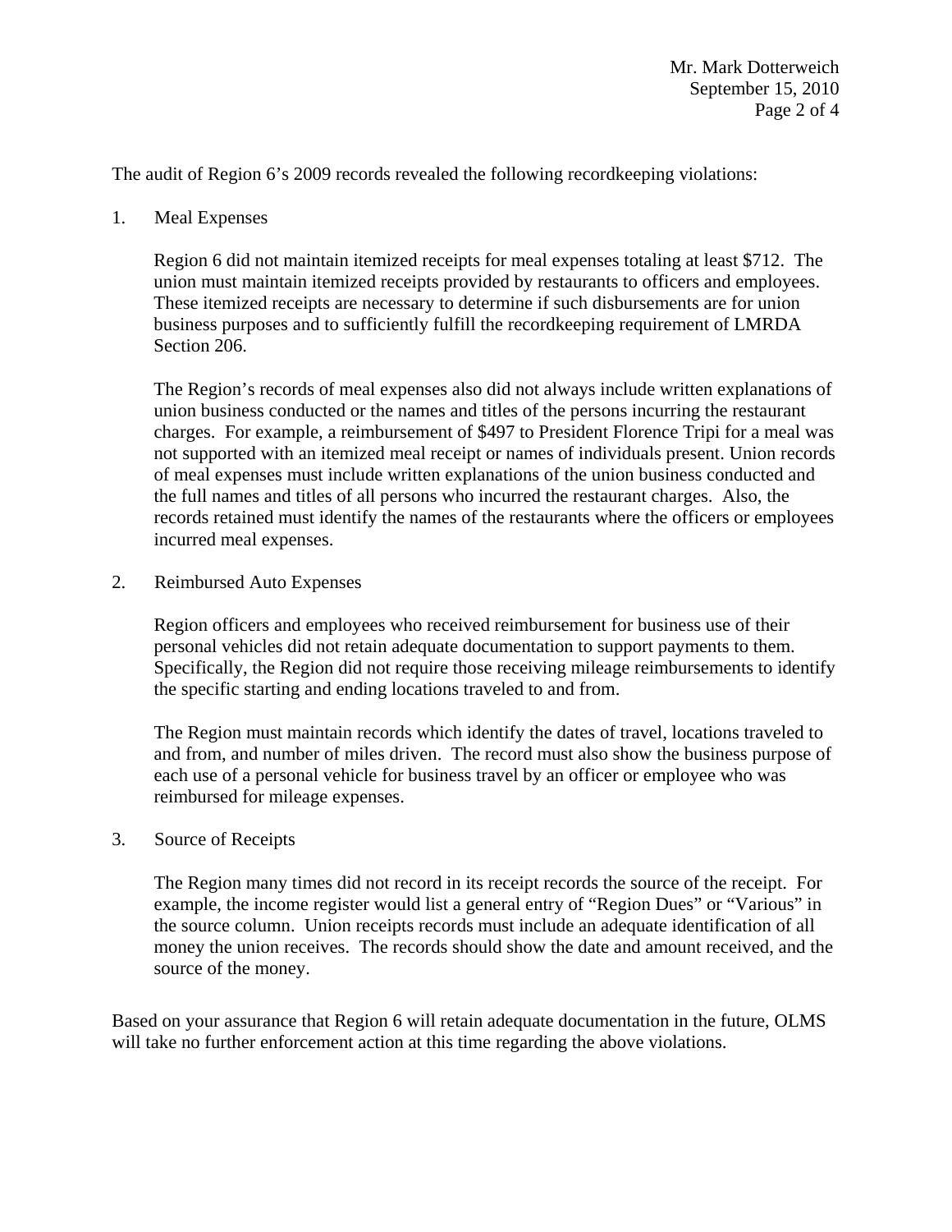The audit of Region 6's 2009 records revealed the following recordkeeping violations:

1. Meal Expenses

   Region 6 did not maintain itemized receipts for meal expenses totaling at least $712. The union must maintain itemized receipts provided by restaurants to officers and employees. These itemized receipts are necessary to determine if such disbursements are for union business purposes and to sufficiently fulfill the recordkeeping requirement of LMRDA Section 206.

   The Region's records of meal expenses also did not always include written explanations of union business conducted or the names and titles of the persons incurring the restaurant charges. For example, a reimbursement of $497 to President Florence Tripi for a meal was not supported with an itemized meal receipt or names of individuals present. Union records of meal expenses must include written explanations of the union business conducted and the full names and titles of all persons who incurred the restaurant charges. Also, the records retained must identify the names of the restaurants where the officers or employees incurred meal expenses.

2. Reimbursed Auto Expenses

   Region officers and employees who received reimbursement for business use of their personal vehicles did not retain adequate documentation to support payments to them. Specifically, the Region did not require those receiving mileage reimbursements to identify the specific starting and ending locations traveled to and from.

   The Region must maintain records which identify the dates of travel, locations traveled to and from, and number of miles driven. The record must also show the business purpose of each use of a personal vehicle for business travel by an officer or employee who was reimbursed for mileage expenses.

3. Source of Receipts

   The Region many times did not record in its receipt records the source of the receipt. For example, the income register would list a general entry of "Region Dues" or "Various" in the source column. Union receipts records must include an adequate identification of all money the union receives. The records should show the date and amount received, and the source of the money.

Based on your assurance that Region 6 will retain adequate documentation in the future, OLMS will take no further enforcement action at this time regarding the above violations.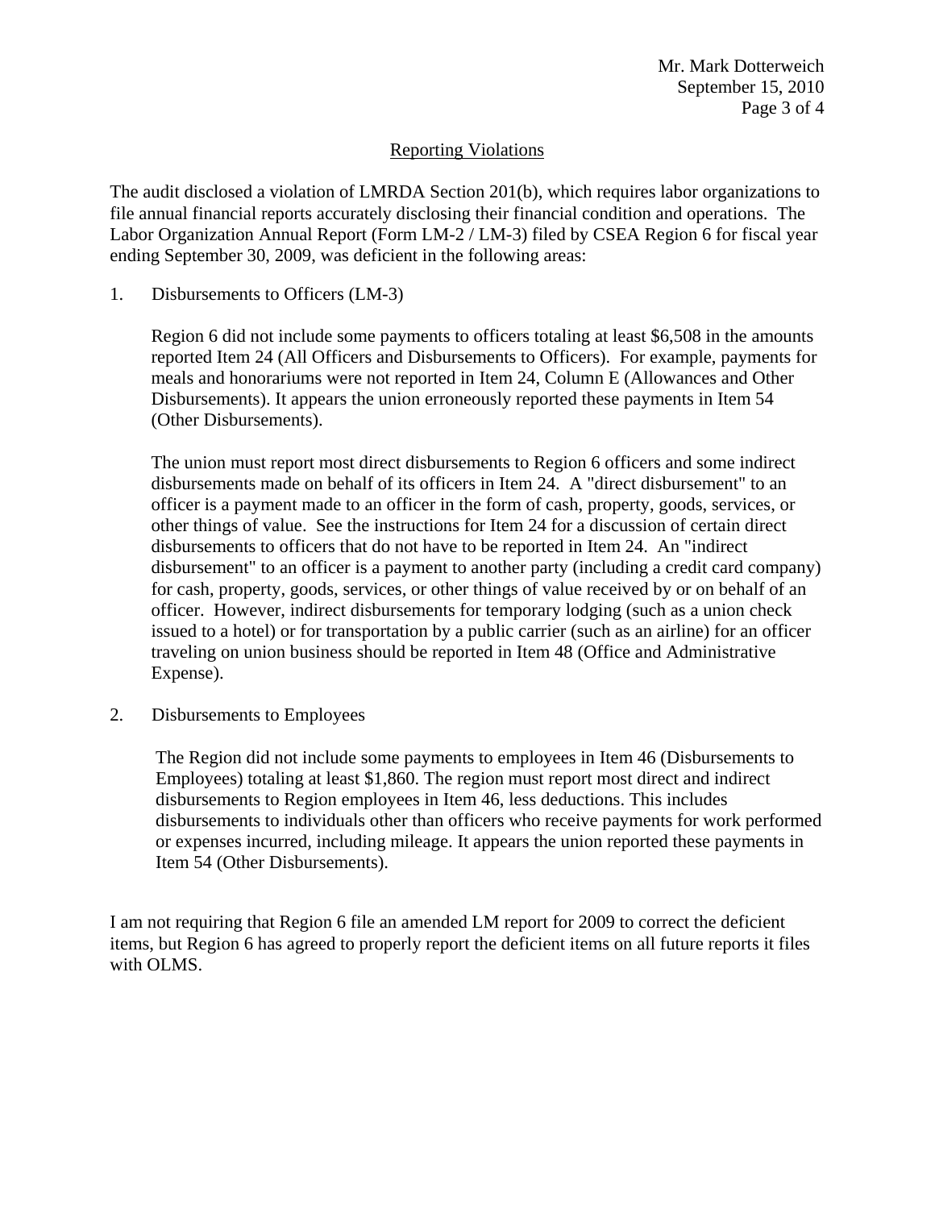## Reporting Violations

The audit disclosed a violation of LMRDA Section 201(b), which requires labor organizations to file annual financial reports accurately disclosing their financial condition and operations. The Labor Organization Annual Report (Form LM-2 / LM-3) filed by CSEA Region 6 for fiscal year ending September 30, 2009, was deficient in the following areas:

1. Disbursements to Officers (LM-3)

   Region 6 did not include some payments to officers totaling at least $6,508 in the amounts reported Item 24 (All Officers and Disbursements to Officers). For example, payments for meals and honorariums were not reported in Item 24, Column E (Allowances and Other Disbursements). It appears the union erroneously reported these payments in Item 54 (Other Disbursements).

   The union must report most direct disbursements to Region 6 officers and some indirect disbursements made on behalf of its officers in Item 24. A "direct disbursement" to an officer is a payment made to an officer in the form of cash, property, goods, services, or other things of value. See the instructions for Item 24 for a discussion of certain direct disbursements to officers that do not have to be reported in Item 24. An "indirect disbursement" to an officer is a payment to another party (including a credit card company) for cash, property, goods, services, or other things of value received by or on behalf of an officer. However, indirect disbursements for temporary lodging (such as a union check issued to a hotel) or for transportation by a public carrier (such as an airline) for an officer traveling on union business should be reported in Item 48 (Office and Administrative Expense).

2. Disbursements to Employees

   The Region did not include some payments to employees in Item 46 (Disbursements to Employees) totaling at least $1,860. The region must report most direct and indirect disbursements to Region employees in Item 46, less deductions. This includes disbursements to individuals other than officers who receive payments for work performed or expenses incurred, including mileage. It appears the union reported these payments in Item 54 (Other Disbursements).

I am not requiring that Region 6 file an amended LM report for 2009 to correct the deficient items, but Region 6 has agreed to properly report the deficient items on all future reports it files with OLMS.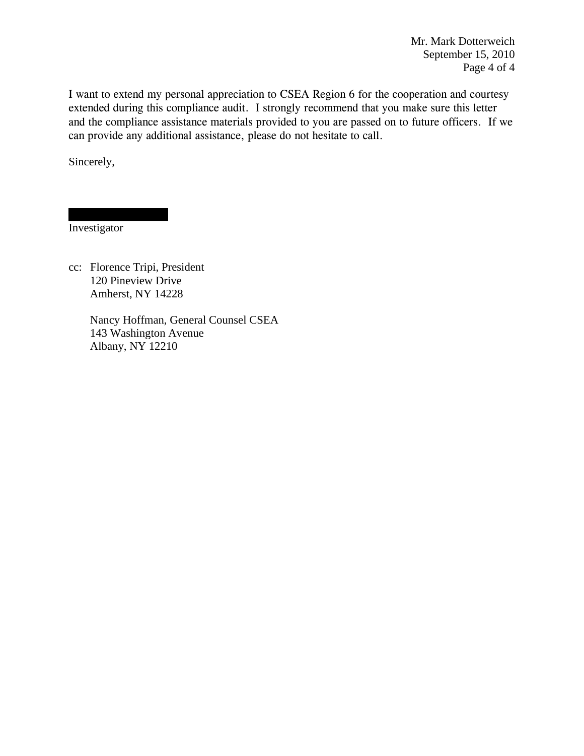I want to extend my personal appreciation to CSEA Region 6 for the cooperation and courtesy extended during this compliance audit. I strongly recommend that you make sure this letter and the compliance assistance materials provided to you are passed on to future officers. If we can provide any additional assistance, please do not hesitate to call.

Sincerely,

Investigator

cc: Florence Tripi, President
120 Pineview Drive
Amherst, NY 14228

Nancy Hoffman, General Counsel CSEA
143 Washington Avenue
Albany, NY 12210